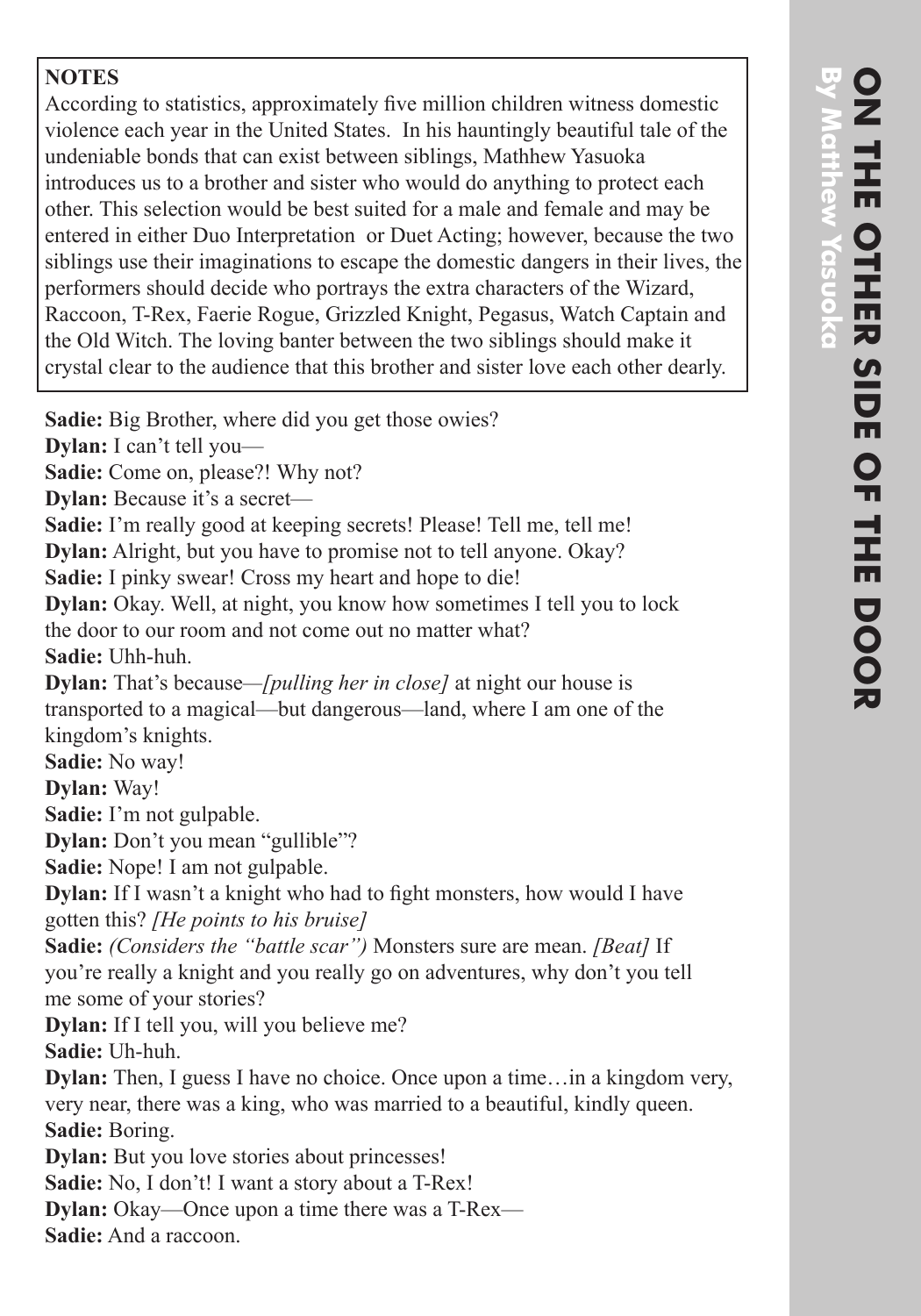# ON THE OTHER SIDE OF THE DOOR

**By Matthew Yasuoka**

**NOTES**

According to statistics, approximately five million children witness domestic violence each year in the United States. In his hauntingly beautiful tale of the undeniable bonds that can exist between siblings, Mathhew Yasuoka introduces us to a brother and sister who would do anything to protect each other. This selection would be best suited for a male and female and may be entered in either Duo Interpretation or Duet Acting; however, because the two siblings use their imaginations to escape the domestic dangers in their lives, the performers should decide who portrays the extra characters of the Wizard, Raccoon, T-Rex, Faerie Rogue, Grizzled Knight, Pegasus, Watch Captain and the Old Witch. The loving banter between the two siblings should make it crystal clear to the audience that this brother and sister love each other dearly.

**Sadie:** Big Brother, where did you get those owies?
**Dylan:** I can't tell you—
**Sadie:** Come on, please?! Why not?
**Dylan:** Because it's a secret—
**Sadie:** I'm really good at keeping secrets! Please! Tell me, tell me!
**Dylan:** Alright, but you have to promise not to tell anyone. Okay?
**Sadie:** I pinky swear! Cross my heart and hope to die!
**Dylan:** Okay. Well, at night, you know how sometimes I tell you to lock the door to our room and not come out no matter what?
**Sadie:** Uhh-huh.
**Dylan:** That's because—*[pulling her in close]* at night our house is transported to a magical—but dangerous—land, where I am one of the kingdom's knights.
**Sadie:** No way!
**Dylan:** Way!
**Sadie:** I'm not gulpable.
**Dylan:** Don't you mean "gullible"?
**Sadie:** Nope! I am not gulpable.
**Dylan:** If I wasn't a knight who had to fight monsters, how would I have gotten this? *[He points to his bruise]*
**Sadie:** *(Considers the "battle scar")* Monsters sure are mean. *[Beat]* If you're really a knight and you really go on adventures, why don't you tell me some of your stories?
**Dylan:** If I tell you, will you believe me?
**Sadie:** Uh-huh.
**Dylan:** Then, I guess I have no choice. Once upon a time…in a kingdom very, very near, there was a king, who was married to a beautiful, kindly queen.
**Sadie:** Boring.
**Dylan:** But you love stories about princesses!
**Sadie:** No, I don't! I want a story about a T-Rex!
**Dylan:** Okay—Once upon a time there was a T-Rex—
**Sadie:** And a raccoon.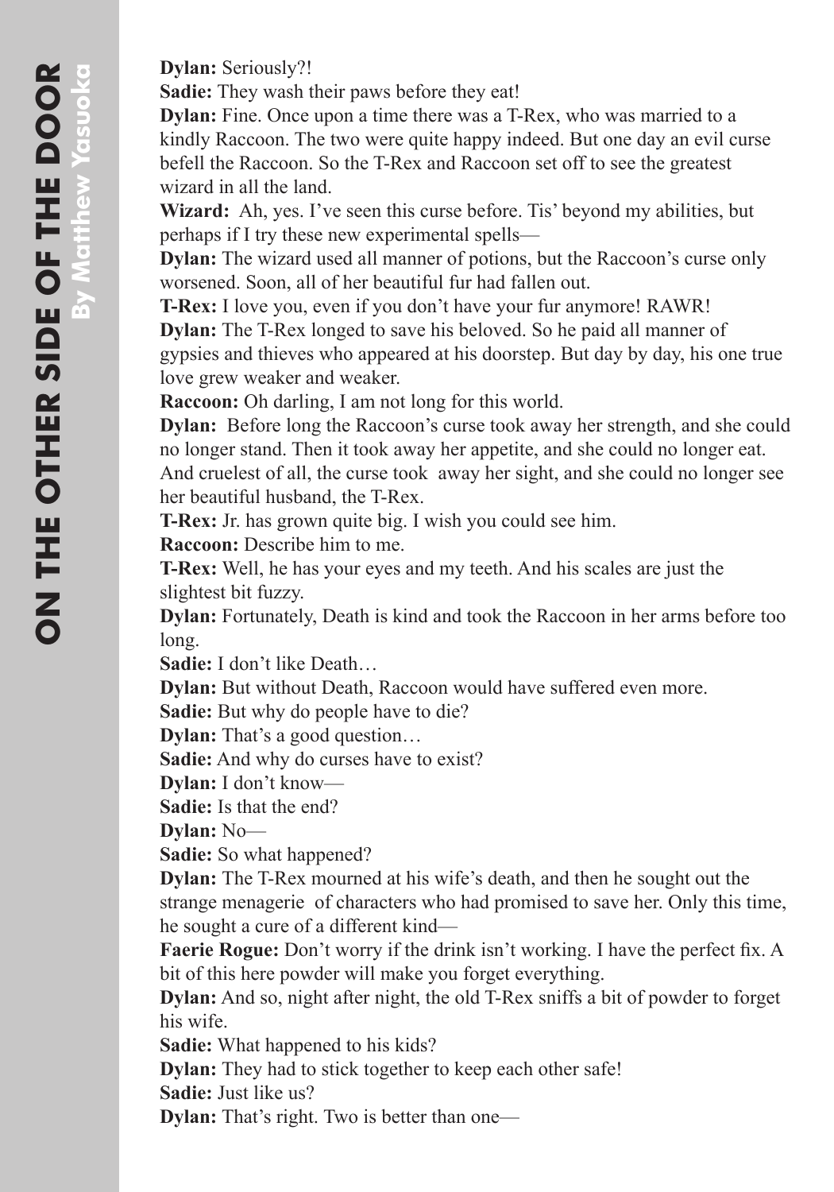**Dylan:** Seriously?!

**Sadie:** They wash their paws before they eat!

**Dylan:** Fine. Once upon a time there was a T-Rex, who was married to a kindly Raccoon. The two were quite happy indeed. But one day an evil curse befell the Raccoon. So the T-Rex and Raccoon set off to see the greatest wizard in all the land.

**Wizard:** Ah, yes. I've seen this curse before. Tis' beyond my abilities, but perhaps if I try these new experimental spells—

**Dylan:** The wizard used all manner of potions, but the Raccoon's curse only worsened. Soon, all of her beautiful fur had fallen out.

**T-Rex:** I love you, even if you don't have your fur anymore! RAWR!

**Dylan:** The T-Rex longed to save his beloved. So he paid all manner of gypsies and thieves who appeared at his doorstep. But day by day, his one true love grew weaker and weaker.

**Raccoon:** Oh darling, I am not long for this world.

**Dylan:** Before long the Raccoon's curse took away her strength, and she could no longer stand. Then it took away her appetite, and she could no longer eat. And cruelest of all, the curse took away her sight, and she could no longer see her beautiful husband, the T-Rex.

**T-Rex:** Jr. has grown quite big. I wish you could see him.

**Raccoon:** Describe him to me.

**T-Rex:** Well, he has your eyes and my teeth. And his scales are just the slightest bit fuzzy.

**Dylan:** Fortunately, Death is kind and took the Raccoon in her arms before too long.

**Sadie:** I don't like Death…

**Dylan:** But without Death, Raccoon would have suffered even more.

**Sadie:** But why do people have to die?

**Dylan:** That's a good question…

**Sadie:** And why do curses have to exist?

**Dylan:** I don't know—

**Sadie:** Is that the end?

**Dylan:** No—

**Sadie:** So what happened?

**Dylan:** The T-Rex mourned at his wife's death, and then he sought out the strange menagerie of characters who had promised to save her. Only this time, he sought a cure of a different kind—

**Faerie Rogue:** Don't worry if the drink isn't working. I have the perfect fix. A bit of this here powder will make you forget everything.

**Dylan:** And so, night after night, the old T-Rex sniffs a bit of powder to forget his wife.

**Sadie:** What happened to his kids?

**Dylan:** They had to stick together to keep each other safe!

**Sadie:** Just like us?

**Dylan:** That's right. Two is better than one—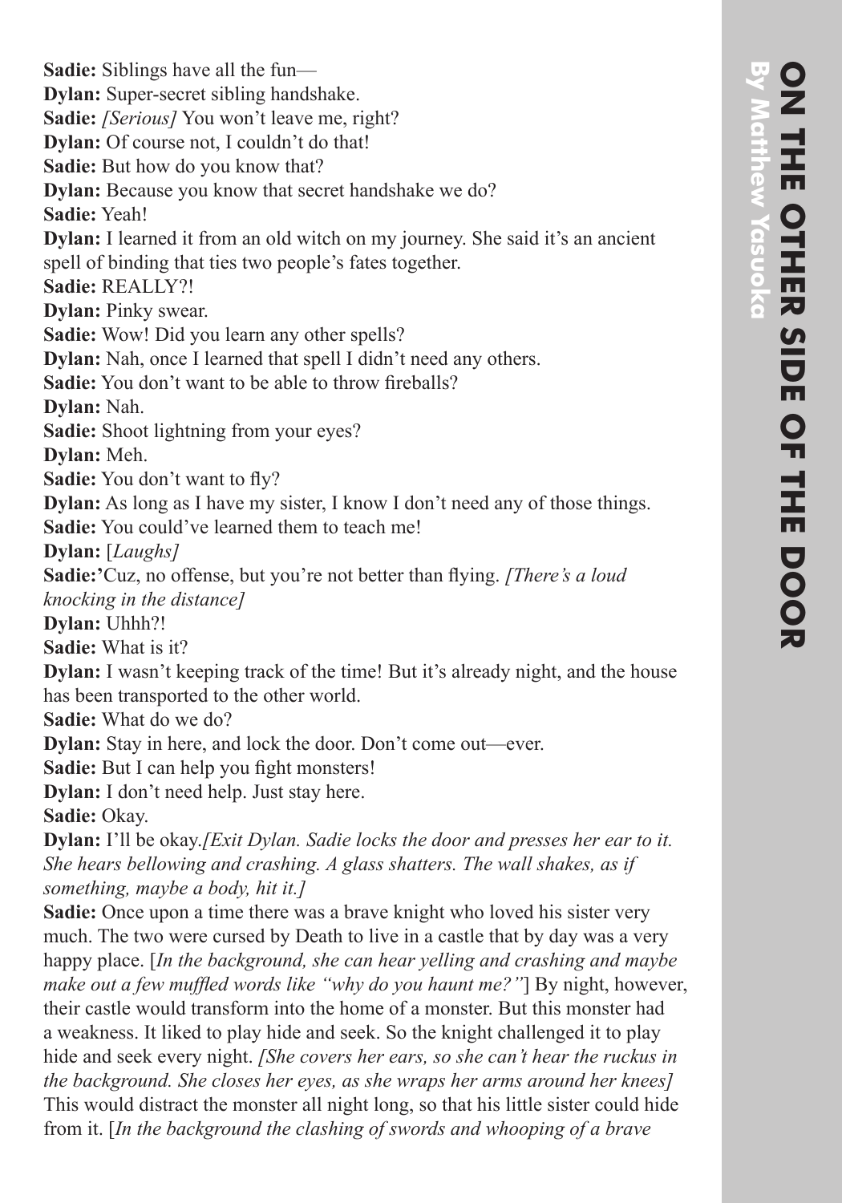**Sadie:** Siblings have all the fun—

**Dylan:** Super-secret sibling handshake.

**Sadie:** *[Serious]* You won't leave me, right?

**Dylan:** Of course not, I couldn't do that!

**Sadie:** But how do you know that?

**Dylan:** Because you know that secret handshake we do?

**Sadie:** Yeah!

**Dylan:** I learned it from an old witch on my journey. She said it's an ancient spell of binding that ties two people's fates together.

**Sadie:** REALLY?!

**Dylan:** Pinky swear.

**Sadie:** Wow! Did you learn any other spells?

**Dylan:** Nah, once I learned that spell I didn't need any others.

**Sadie:** You don't want to be able to throw fireballs?

**Dylan:** Nah.

**Sadie:** Shoot lightning from your eyes?

**Dylan:** Meh.

**Sadie:** You don't want to fly?

**Dylan:** As long as I have my sister, I know I don't need any of those things.

**Sadie:** You could've learned them to teach me!

**Dylan:** [*Laughs]*

**Sadie:**'Cuz, no offense, but you're not better than flying. *[There's a loud knocking in the distance]*

**Dylan:** Uhhh?!

**Sadie:** What is it?

**Dylan:** I wasn't keeping track of the time! But it's already night, and the house has been transported to the other world.

**Sadie:** What do we do?

**Dylan:** Stay in here, and lock the door. Don't come out—ever.

**Sadie:** But I can help you fight monsters!

**Dylan:** I don't need help. Just stay here.

**Sadie:** Okay.

**Dylan:** I'll be okay.*[Exit Dylan. Sadie locks the door and presses her ear to it. She hears bellowing and crashing. A glass shatters. The wall shakes, as if something, maybe a body, hit it.]*

**Sadie:** Once upon a time there was a brave knight who loved his sister very much. The two were cursed by Death to live in a castle that by day was a very happy place. [*In the background, she can hear yelling and crashing and maybe make out a few muffled words like "why do you haunt me?"*] By night, however, their castle would transform into the home of a monster. But this monster had a weakness. It liked to play hide and seek. So the knight challenged it to play hide and seek every night. *[She covers her ears, so she can't hear the ruckus in the background. She closes her eyes, as she wraps her arms around her knees]* This would distract the monster all night long, so that his little sister could hide from it. [*In the background the clashing of swords and whooping of a brave*